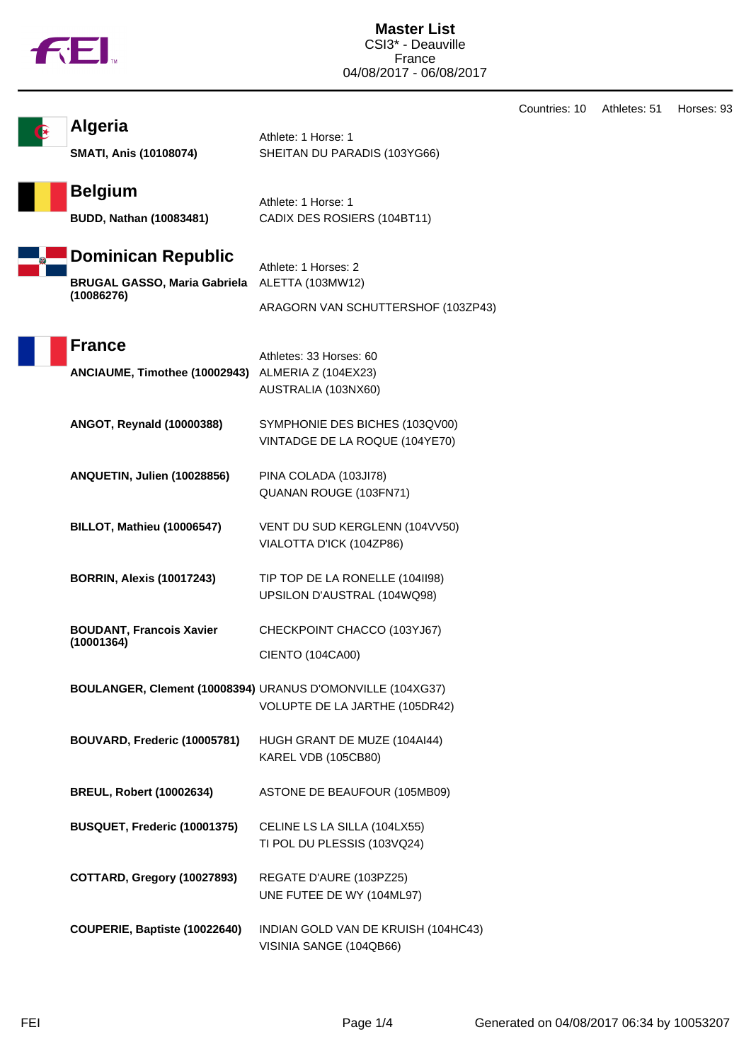# Master List

CSI3* - Deauville
France
04/08/2017 - 06/08/2017

Countries: 10 Athletes: 51 Horses: 93

## Algeria

Athlete: 1 Horse: 1

| Athlete | Horse |
|---|---|
| **SMATI, Anis (10108074)** | SHEITAN DU PARADIS (103YG66) |

## Belgium

Athlete: 1 Horse: 1

| Athlete | Horse |
|---|---|
| **BUDD, Nathan (10083481)** | CADIX DES ROSIERS (104BT11) |

## Dominican Republic

Athlete: 1 Horses: 2

| Athlete | Horse |
|---|---|
| **BRUGAL GASSO, Maria Gabriela (10086276)** | ALETTA (103MW12) |
| | ARAGORN VAN SCHUTTERSHOF (103ZP43) |

## France

Athletes: 33 Horses: 60

| Athlete | Horse |
|---|---|
| **ANCIAUME, Timothee (10002943)** | ALMERIA Z (104EX23) |
| | AUSTRALIA (103NX60) |
| **ANGOT, Reynald (10000388)** | SYMPHONIE DES BICHES (103QV00) |
| | VINTADGE DE LA ROQUE (104YE70) |
| **ANQUETIN, Julien (10028856)** | PINA COLADA (103JI78) |
| | QUANAN ROUGE (103FN71) |
| **BILLOT, Mathieu (10006547)** | VENT DU SUD KERGLENN (104VV50) |
| | VIALOTTA D'ICK (104ZP86) |
| **BORRIN, Alexis (10017243)** | TIP TOP DE LA RONELLE (104II98) |
| | UPSILON D'AUSTRAL (104WQ98) |
| **BOUDANT, Francois Xavier (10001364)** | CHECKPOINT CHACCO (103YJ67) |
| | CIENTO (104CA00) |
| **BOULANGER, Clement (10008394)** | URANUS D'OMONVILLE (104XG37) |
| | VOLUPTE DE LA JARTHE (105DR42) |
| **BOUVARD, Frederic (10005781)** | HUGH GRANT DE MUZE (104AI44) |
| | KAREL VDB (105CB80) |
| **BREUL, Robert (10002634)** | ASTONE DE BEAUFOUR (105MB09) |
| **BUSQUET, Frederic (10001375)** | CELINE LS LA SILLA (104LX55) |
| | TI POL DU PLESSIS (103VQ24) |
| **COTTARD, Gregory (10027893)** | REGATE D'AURE (103PZ25) |
| | UNE FUTEE DE WY (104ML97) |
| **COUPERIE, Baptiste (10022640)** | INDIAN GOLD VAN DE KRUISH (104HC43) |
| | VISINIA SANGE (104QB66) |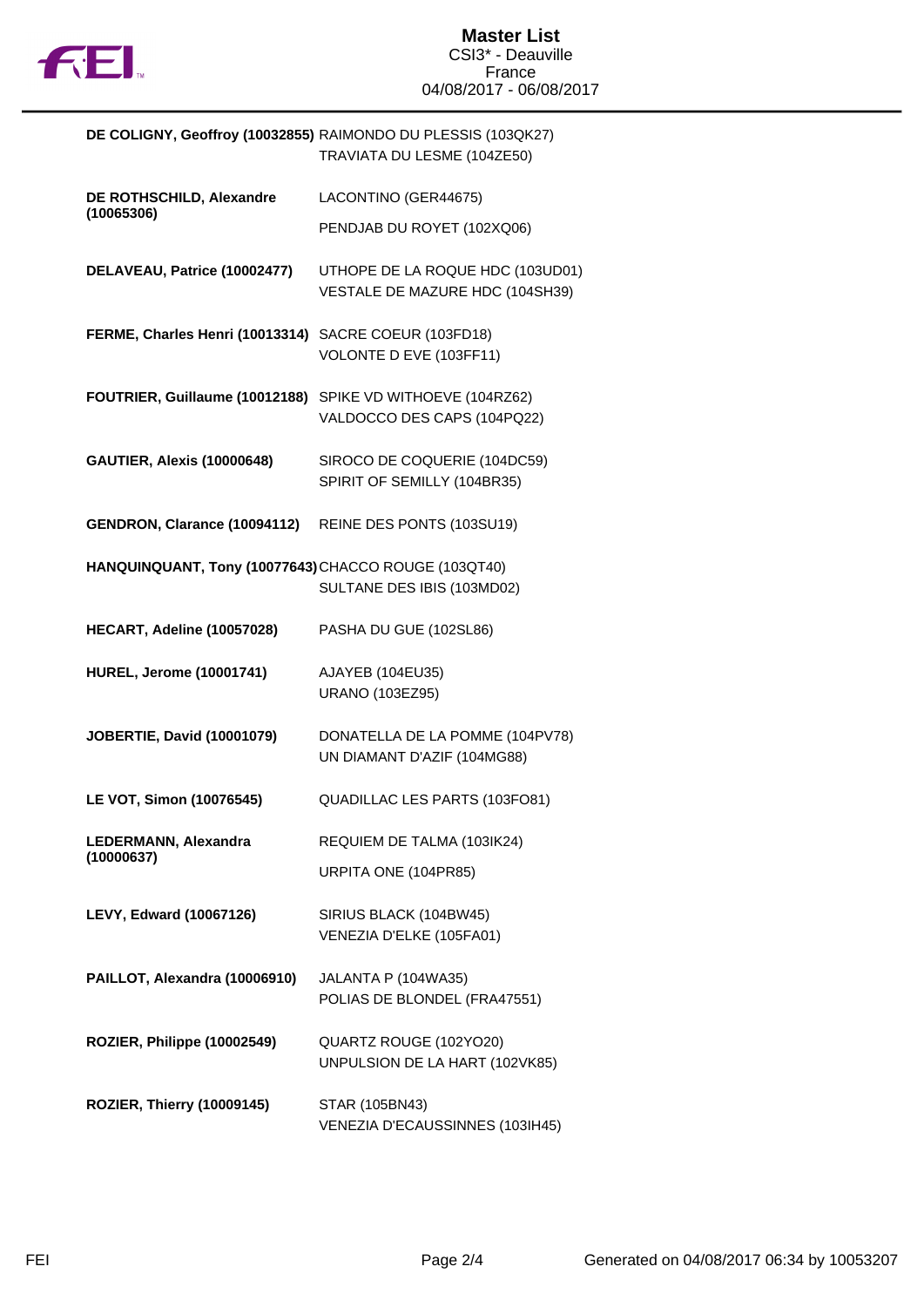# Master List

CSI3* - Deauville
France
04/08/2017 - 06/08/2017

| Rider | Horses |
|---|---|
| **DE COLIGNY, Geoffroy (10032855)** | RAIMONDO DU PLESSIS (103QK27)<br>TRAVIATA DU LESME (104ZE50) |
| **DE ROTHSCHILD, Alexandre (10065306)** | LACONTINO (GER44675)<br>PENDJAB DU ROYET (102XQ06) |
| **DELAVEAU, Patrice (10002477)** | UTHOPE DE LA ROQUE HDC (103UD01)<br>VESTALE DE MAZURE HDC (104SH39) |
| **FERME, Charles Henri (10013314)** | SACRE COEUR (103FD18)<br>VOLONTE D EVE (103FF11) |
| **FOUTRIER, Guillaume (10012188)** | SPIKE VD WITHOEVE (104RZ62)<br>VALDOCCO DES CAPS (104PQ22) |
| **GAUTIER, Alexis (10000648)** | SIROCO DE COQUERIE (104DC59)<br>SPIRIT OF SEMILLY (104BR35) |
| **GENDRON, Clarance (10094112)** | REINE DES PONTS (103SU19) |
| **HANQUINQUANT, Tony (10077643)** | CHACCO ROUGE (103QT40)<br>SULTANE DES IBIS (103MD02) |
| **HECART, Adeline (10057028)** | PASHA DU GUE (102SL86) |
| **HUREL, Jerome (10001741)** | AJAYEB (104EU35)<br>URANO (103EZ95) |
| **JOBERTIE, David (10001079)** | DONATELLA DE LA POMME (104PV78)<br>UN DIAMANT D'AZIF (104MG88) |
| **LE VOT, Simon (10076545)** | QUADILLAC LES PARTS (103FO81) |
| **LEDERMANN, Alexandra (10000637)** | REQUIEM DE TALMA (103IK24)<br>URPITA ONE (104PR85) |
| **LEVY, Edward (10067126)** | SIRIUS BLACK (104BW45)<br>VENEZIA D'ELKE (105FA01) |
| **PAILLOT, Alexandra (10006910)** | JALANTA P (104WA35)<br>POLIAS DE BLONDEL (FRA47551) |
| **ROZIER, Philippe (10002549)** | QUARTZ ROUGE (102YO20)<br>UNPULSION DE LA HART (102VK85) |
| **ROZIER, Thierry (10009145)** | STAR (105BN43)<br>VENEZIA D'ECAUSSINNES (103IH45) |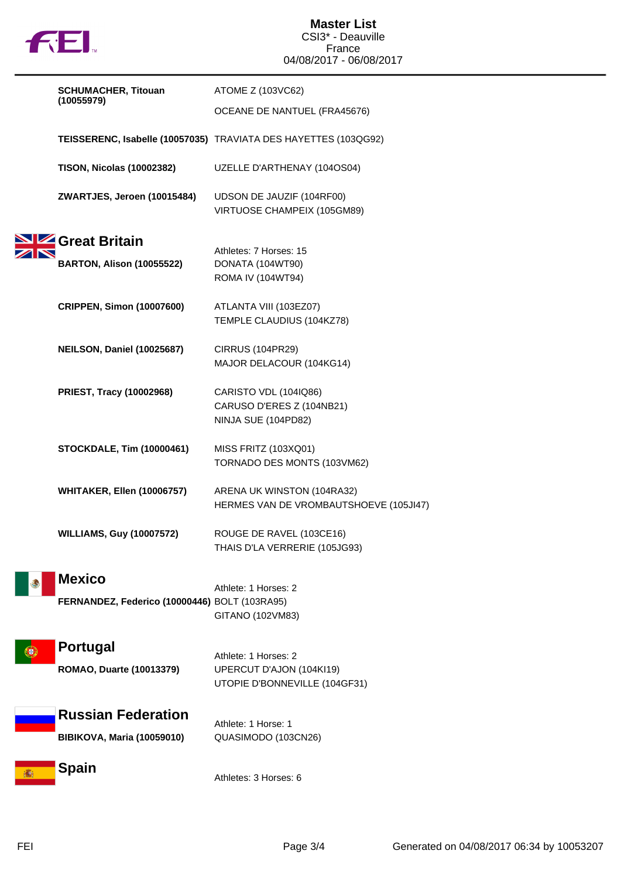**SCHUMACHER, Titouan (10055979)**
ATOME Z (103VC62)
OCEANE DE NANTUEL (FRA45676)

**TEISSERENC, Isabelle (10057035)**
TRAVIATA DES HAYETTES (103QG92)

**TISON, Nicolas (10002382)**
UZELLE D'ARTHENAY (104OS04)

**ZWARTJES, Jeroen (10015484)**
UDSON DE JAUZIF (104RF00)
VIRTUOSE CHAMPEIX (105GM89)

## Great Britain

Athletes: 7 Horses: 15

**BARTON, Alison (10055522)**
DONATA (104WT90)
ROMA IV (104WT94)

**CRIPPEN, Simon (10007600)**
ATLANTA VIII (103EZ07)
TEMPLE CLAUDIUS (104KZ78)

**NEILSON, Daniel (10025687)**
CIRRUS (104PR29)
MAJOR DELACOUR (104KG14)

**PRIEST, Tracy (10002968)**
CARISTO VDL (104IQ86)
CARUSO D'ERES Z (104NB21)
NINJA SUE (104PD82)

**STOCKDALE, Tim (10000461)**
MISS FRITZ (103XQ01)
TORNADO DES MONTS (103VM62)

**WHITAKER, Ellen (10006757)**
ARENA UK WINSTON (104RA32)
HERMES VAN DE VROMBAUTSHOEVE (105JI47)

**WILLIAMS, Guy (10007572)**
ROUGE DE RAVEL (103CE16)
THAIS D'LA VERRERIE (105JG93)

## Mexico

Athlete: 1 Horses: 2

**FERNANDEZ, Federico (10000446)**
BOLT (103RA95)
GITANO (102VM83)

## Portugal

Athlete: 1 Horses: 2

**ROMAO, Duarte (10013379)**
UPERCUT D'AJON (104KI19)
UTOPIE D'BONNEVILLE (104GF31)

## Russian Federation

Athlete: 1 Horse: 1

**BIBIKOVA, Maria (10059010)**
QUASIMODO (103CN26)

## Spain

Athletes: 3 Horses: 6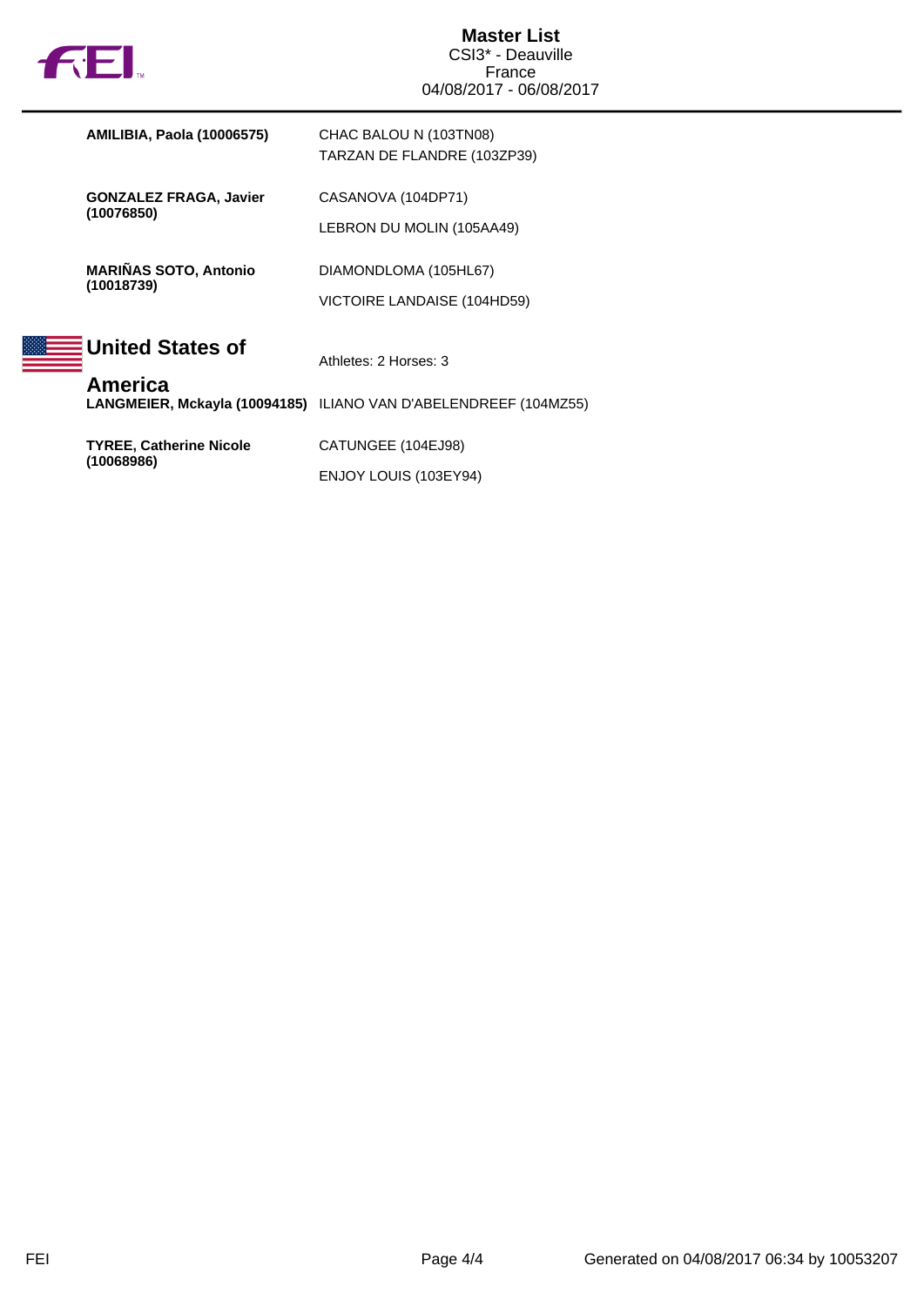**AMILIBIA, Paola (10006575)**

CHAC BALOU N (103TN08)
TARZAN DE FLANDRE (103ZP39)

**GONZALEZ FRAGA, Javier (10076850)**

CASANOVA (104DP71)
LEBRON DU MOLIN (105AA49)

**MARIÑAS SOTO, Antonio (10018739)**

DIAMONDLOMA (105HL67)
VICTOIRE LANDAISE (104HD59)

## United States of America

Athletes: 2 Horses: 3

**LANGMEIER, Mckayla (10094185)**

ILIANO VAN D'ABELENDREEF (104MZ55)

**TYREE, Catherine Nicole (10068986)**

CATUNGEE (104EJ98)
ENJOY LOUIS (103EY94)